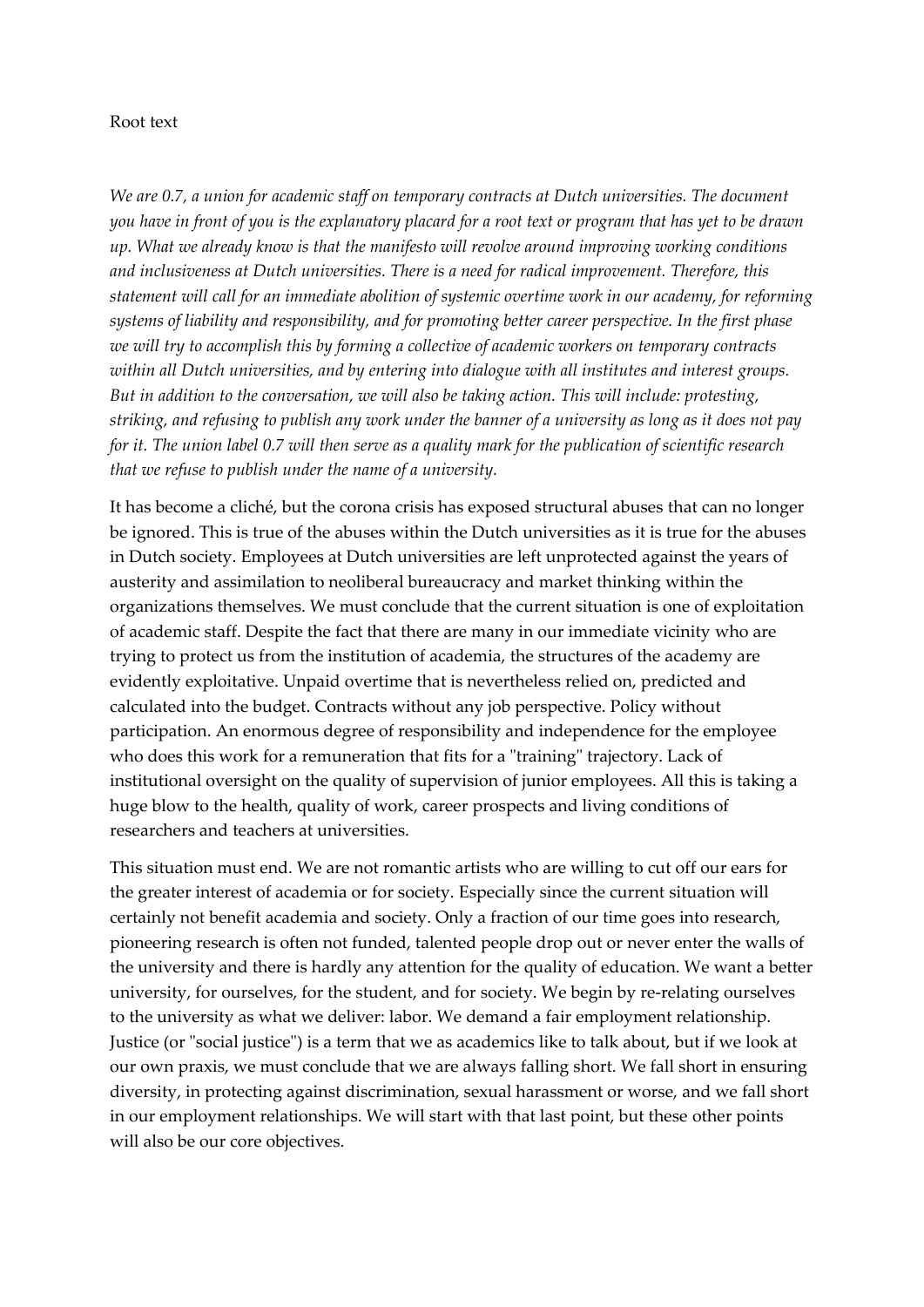Root text

*We are 0.7, a union for academic staff on temporary contracts at Dutch universities. The document you have in front of you is the explanatory placard for a root text or program that has yet to be drawn up. What we already know is that the manifesto will revolve around improving working conditions and inclusiveness at Dutch universities. There is a need for radical improvement. Therefore, this statement will call for an immediate abolition of systemic overtime work in our academy, for reforming systems of liability and responsibility, and for promoting better career perspective. In the first phase we will try to accomplish this by forming a collective of academic workers on temporary contracts within all Dutch universities, and by entering into dialogue with all institutes and interest groups. But in addition to the conversation, we will also be taking action. This will include: protesting, striking, and refusing to publish any work under the banner of a university as long as it does not pay for it. The union label 0.7 will then serve as a quality mark for the publication of scientific research that we refuse to publish under the name of a university.*

It has become a cliché, but the corona crisis has exposed structural abuses that can no longer be ignored. This is true of the abuses within the Dutch universities as it is true for the abuses in Dutch society. Employees at Dutch universities are left unprotected against the years of austerity and assimilation to neoliberal bureaucracy and market thinking within the organizations themselves. We must conclude that the current situation is one of exploitation of academic staff. Despite the fact that there are many in our immediate vicinity who are trying to protect us from the institution of academia, the structures of the academy are evidently exploitative. Unpaid overtime that is nevertheless relied on, predicted and calculated into the budget. Contracts without any job perspective. Policy without participation. An enormous degree of responsibility and independence for the employee who does this work for a remuneration that fits for a "training" trajectory. Lack of institutional oversight on the quality of supervision of junior employees. All this is taking a huge blow to the health, quality of work, career prospects and living conditions of researchers and teachers at universities.

This situation must end. We are not romantic artists who are willing to cut off our ears for the greater interest of academia or for society. Especially since the current situation will certainly not benefit academia and society. Only a fraction of our time goes into research, pioneering research is often not funded, talented people drop out or never enter the walls of the university and there is hardly any attention for the quality of education. We want a better university, for ourselves, for the student, and for society. We begin by re-relating ourselves to the university as what we deliver: labor. We demand a fair employment relationship. Justice (or "social justice") is a term that we as academics like to talk about, but if we look at our own praxis, we must conclude that we are always falling short. We fall short in ensuring diversity, in protecting against discrimination, sexual harassment or worse, and we fall short in our employment relationships. We will start with that last point, but these other points will also be our core objectives.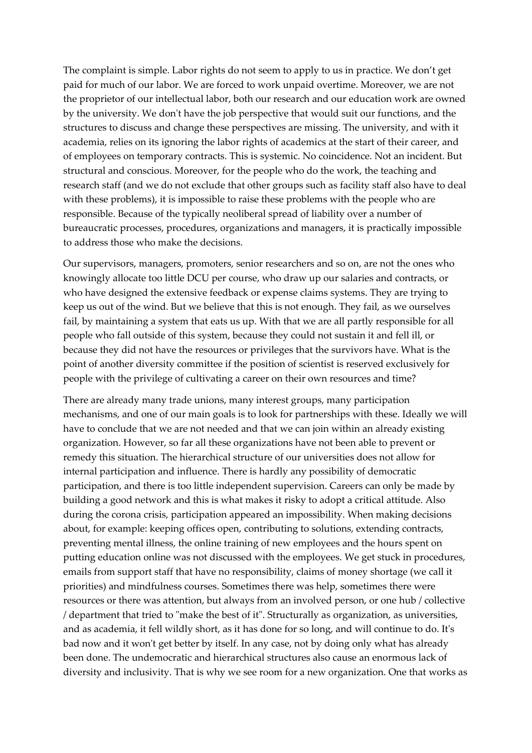The complaint is simple. Labor rights do not seem to apply to us in practice. We don't get paid for much of our labor. We are forced to work unpaid overtime. Moreover, we are not the proprietor of our intellectual labor, both our research and our education work are owned by the university. We don't have the job perspective that would suit our functions, and the structures to discuss and change these perspectives are missing. The university, and with it academia, relies on its ignoring the labor rights of academics at the start of their career, and of employees on temporary contracts. This is systemic. No coincidence. Not an incident. But structural and conscious. Moreover, for the people who do the work, the teaching and research staff (and we do not exclude that other groups such as facility staff also have to deal with these problems), it is impossible to raise these problems with the people who are responsible. Because of the typically neoliberal spread of liability over a number of bureaucratic processes, procedures, organizations and managers, it is practically impossible to address those who make the decisions.

Our supervisors, managers, promoters, senior researchers and so on, are not the ones who knowingly allocate too little DCU per course, who draw up our salaries and contracts, or who have designed the extensive feedback or expense claims systems. They are trying to keep us out of the wind. But we believe that this is not enough. They fail, as we ourselves fail, by maintaining a system that eats us up. With that we are all partly responsible for all people who fall outside of this system, because they could not sustain it and fell ill, or because they did not have the resources or privileges that the survivors have. What is the point of another diversity committee if the position of scientist is reserved exclusively for people with the privilege of cultivating a career on their own resources and time?

There are already many trade unions, many interest groups, many participation mechanisms, and one of our main goals is to look for partnerships with these. Ideally we will have to conclude that we are not needed and that we can join within an already existing organization. However, so far all these organizations have not been able to prevent or remedy this situation. The hierarchical structure of our universities does not allow for internal participation and influence. There is hardly any possibility of democratic participation, and there is too little independent supervision. Careers can only be made by building a good network and this is what makes it risky to adopt a critical attitude. Also during the corona crisis, participation appeared an impossibility. When making decisions about, for example: keeping offices open, contributing to solutions, extending contracts, preventing mental illness, the online training of new employees and the hours spent on putting education online was not discussed with the employees. We get stuck in procedures, emails from support staff that have no responsibility, claims of money shortage (we call it priorities) and mindfulness courses. Sometimes there was help, sometimes there were resources or there was attention, but always from an involved person, or one hub / collective / department that tried to "make the best of it". Structurally as organization, as universities, and as academia, it fell wildly short, as it has done for so long, and will continue to do. It's bad now and it won't get better by itself. In any case, not by doing only what has already been done. The undemocratic and hierarchical structures also cause an enormous lack of diversity and inclusivity. That is why we see room for a new organization. One that works as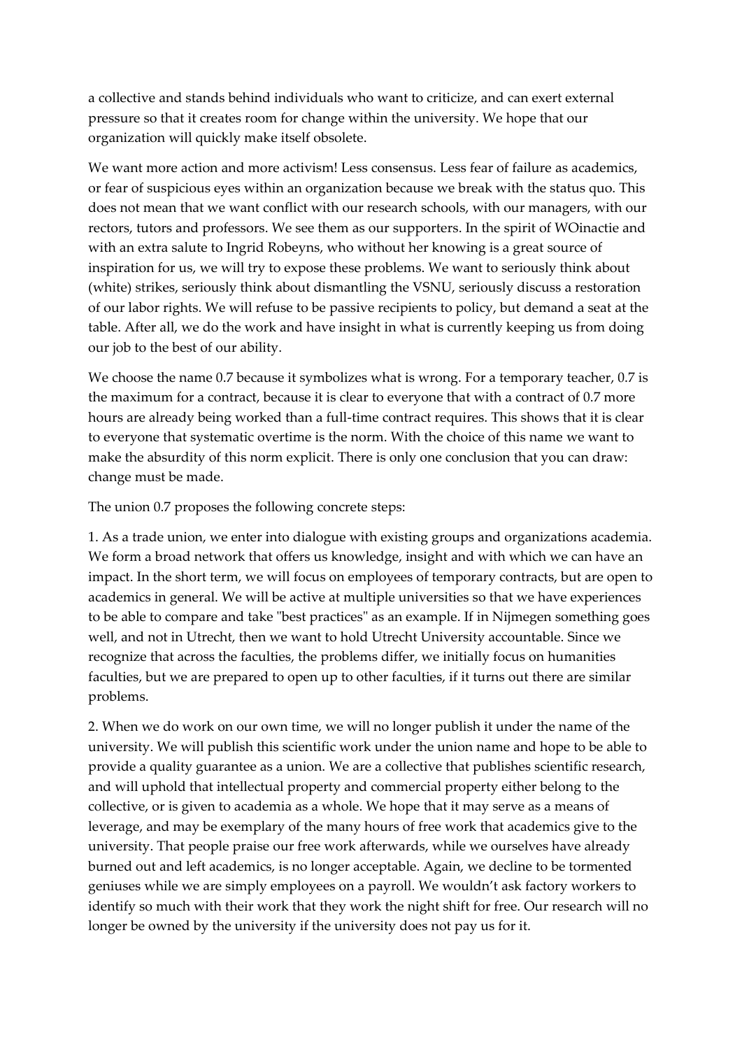a collective and stands behind individuals who want to criticize, and can exert external pressure so that it creates room for change within the university. We hope that our organization will quickly make itself obsolete.

We want more action and more activism! Less consensus. Less fear of failure as academics, or fear of suspicious eyes within an organization because we break with the status quo. This does not mean that we want conflict with our research schools, with our managers, with our rectors, tutors and professors. We see them as our supporters. In the spirit of WOinactie and with an extra salute to Ingrid Robeyns, who without her knowing is a great source of inspiration for us, we will try to expose these problems. We want to seriously think about (white) strikes, seriously think about dismantling the VSNU, seriously discuss a restoration of our labor rights. We will refuse to be passive recipients to policy, but demand a seat at the table. After all, we do the work and have insight in what is currently keeping us from doing our job to the best of our ability.

We choose the name 0.7 because it symbolizes what is wrong. For a temporary teacher, 0.7 is the maximum for a contract, because it is clear to everyone that with a contract of 0.7 more hours are already being worked than a full-time contract requires. This shows that it is clear to everyone that systematic overtime is the norm. With the choice of this name we want to make the absurdity of this norm explicit. There is only one conclusion that you can draw: change must be made.

The union 0.7 proposes the following concrete steps:

1. As a trade union, we enter into dialogue with existing groups and organizations academia. We form a broad network that offers us knowledge, insight and with which we can have an impact. In the short term, we will focus on employees of temporary contracts, but are open to academics in general. We will be active at multiple universities so that we have experiences to be able to compare and take "best practices" as an example. If in Nijmegen something goes well, and not in Utrecht, then we want to hold Utrecht University accountable. Since we recognize that across the faculties, the problems differ, we initially focus on humanities faculties, but we are prepared to open up to other faculties, if it turns out there are similar problems.

2. When we do work on our own time, we will no longer publish it under the name of the university. We will publish this scientific work under the union name and hope to be able to provide a quality guarantee as a union. We are a collective that publishes scientific research, and will uphold that intellectual property and commercial property either belong to the collective, or is given to academia as a whole. We hope that it may serve as a means of leverage, and may be exemplary of the many hours of free work that academics give to the university. That people praise our free work afterwards, while we ourselves have already burned out and left academics, is no longer acceptable. Again, we decline to be tormented geniuses while we are simply employees on a payroll. We wouldn't ask factory workers to identify so much with their work that they work the night shift for free. Our research will no longer be owned by the university if the university does not pay us for it.